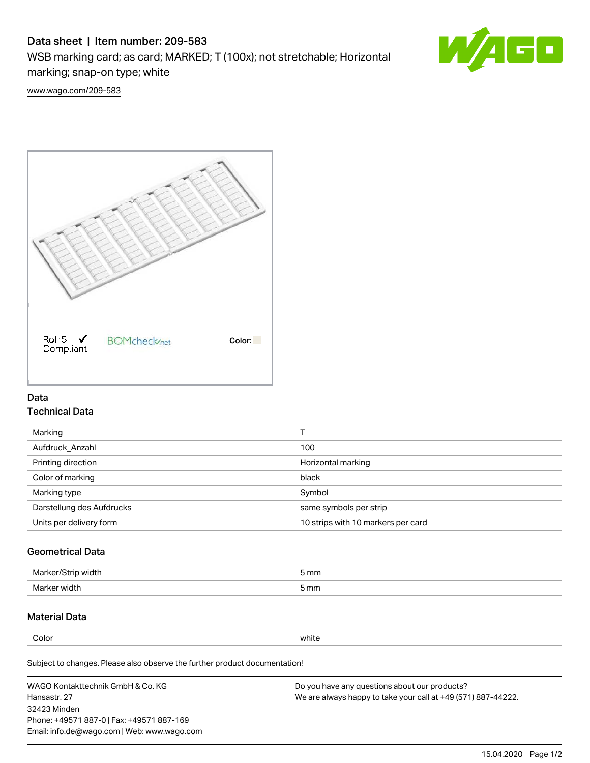# Data sheet | Item number: 209-583

WSB marking card; as card; MARKED; T (100x); not stretchable; Horizontal marking; snap-on type; white

www.wago.com/209-583

RoHS Compliant | BOMcheck.net | Color:

## Data

### Technical Data

| | |
|---|---|
| Marking | T |
| Aufdruck_Anzahl | 100 |
| Printing direction | Horizontal marking |
| Color of marking | black |
| Marking type | Symbol |
| Darstellung des Aufdrucks | same symbols per strip |
| Units per delivery form | 10 strips with 10 markers per card |

### Geometrical Data

| | |
|---|---|
| Marker/Strip width | 5 mm |
| Marker width | 5 mm |

### Material Data

| | |
|---|---|
| Color | white |

Subject to changes. Please also observe the further product documentation!

WAGO Kontakttechnik GmbH & Co. KG
Hansastr. 27
32423 Minden
Phone: +49571 887-0 | Fax: +49571 887-169
Email: info.de@wago.com | Web: www.wago.com

Do you have any questions about our products?
We are always happy to take your call at +49 (571) 887-44222.

15.04.2020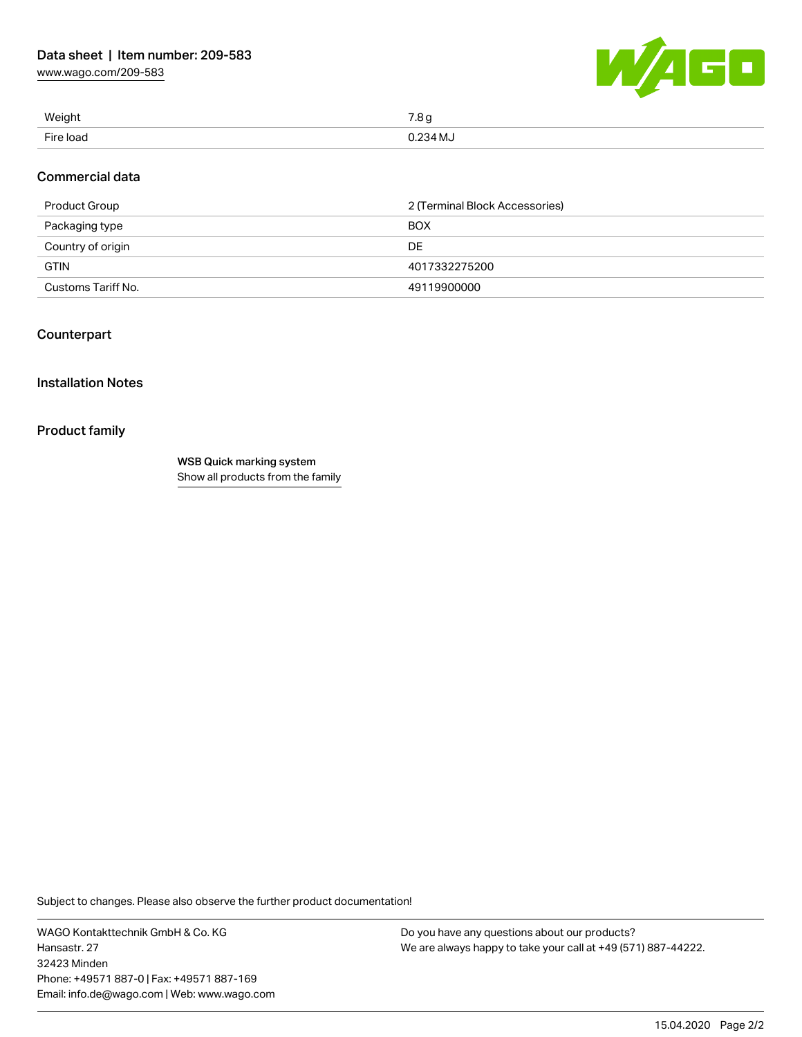| | |
|---|---|
| Weight | 7.8 g |
| Fire load | 0.234 MJ |

## Commercial data

| | |
|---|---|
| Product Group | 2 (Terminal Block Accessories) |
| Packaging type | BOX |
| Country of origin | DE |
| GTIN | 4017332275200 |
| Customs Tariff No. | 49119900000 |

## Counterpart

## Installation Notes

## Product family

**WSB Quick marking system**
Show all products from the family

Subject to changes. Please also observe the further product documentation!

WAGO Kontakttechnik GmbH & Co. KG
Hansastr. 27
32423 Minden
Phone: +49571 887-0 | Fax: +49571 887-169
Email: info.de@wago.com | Web: www.wago.com

Do you have any questions about our products?
We are always happy to take your call at +49 (571) 887-44222.